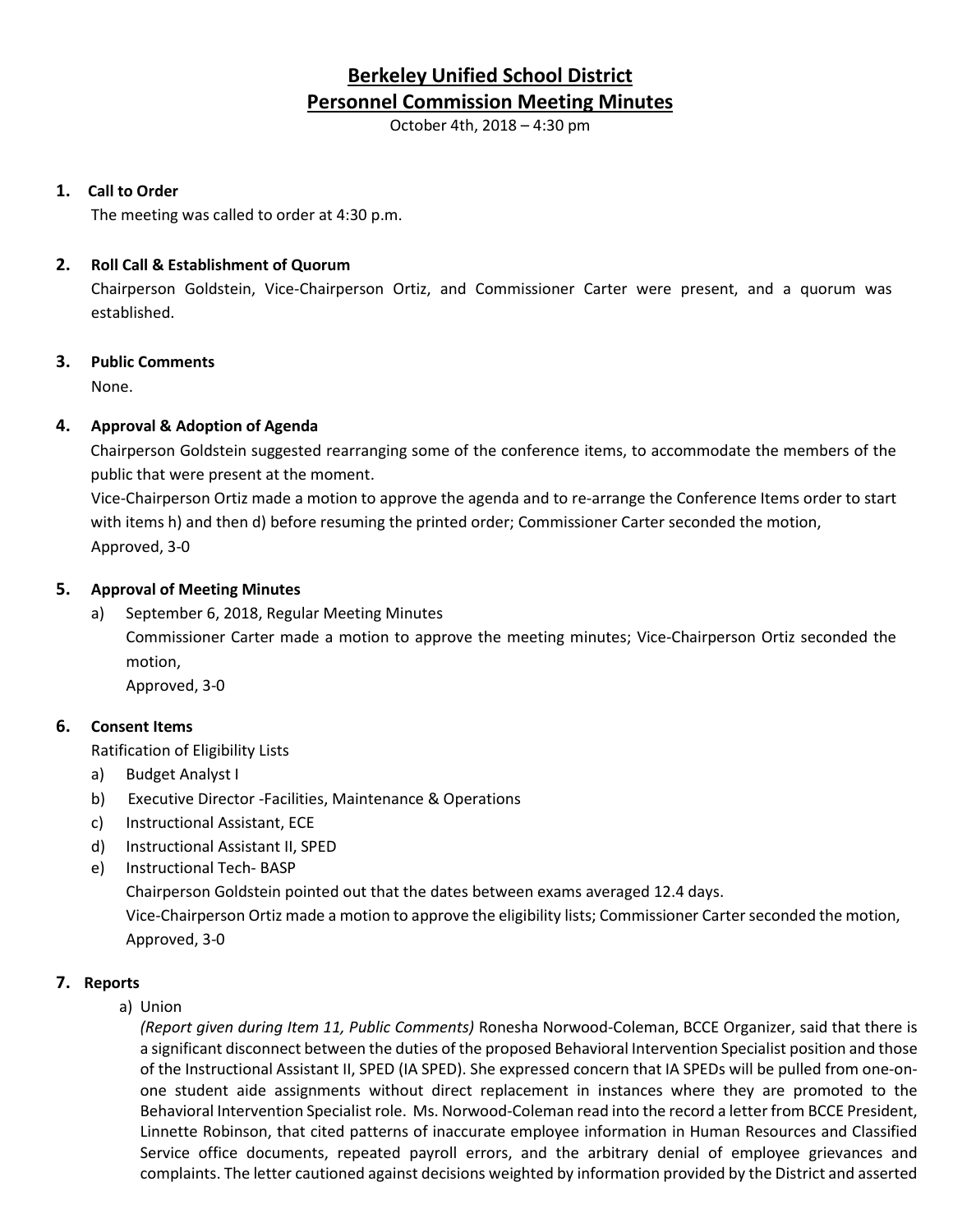# Berkeley Unified School District
# Personnel Commission Meeting Minutes

October 4th, 2018 – 4:30 pm

**1. Call to Order**

The meeting was called to order at 4:30 p.m.

**2. Roll Call & Establishment of Quorum**

Chairperson Goldstein, Vice-Chairperson Ortiz, and Commissioner Carter were present, and a quorum was established.

**3. Public Comments**

None.

**4. Approval & Adoption of Agenda**

Chairperson Goldstein suggested rearranging some of the conference items, to accommodate the members of the public that were present at the moment.

Vice-Chairperson Ortiz made a motion to approve the agenda and to re-arrange the Conference Items order to start with items h) and then d) before resuming the printed order; Commissioner Carter seconded the motion,

Approved, 3-0

**5. Approval of Meeting Minutes**

a) September 6, 2018, Regular Meeting Minutes

Commissioner Carter made a motion to approve the meeting minutes; Vice-Chairperson Ortiz seconded the motion,

Approved, 3-0

**6. Consent Items**

Ratification of Eligibility Lists

a) Budget Analyst I

b) Executive Director -Facilities, Maintenance & Operations

c) Instructional Assistant, ECE

d) Instructional Assistant II, SPED

e) Instructional Tech- BASP

Chairperson Goldstein pointed out that the dates between exams averaged 12.4 days.

Vice-Chairperson Ortiz made a motion to approve the eligibility lists; Commissioner Carter seconded the motion,

Approved, 3-0

**7. Reports**

a) Union

*(Report given during Item 11, Public Comments)* Ronesha Norwood-Coleman, BCCE Organizer, said that there is a significant disconnect between the duties of the proposed Behavioral Intervention Specialist position and those of the Instructional Assistant II, SPED (IA SPED). She expressed concern that IA SPEDs will be pulled from one-on-one student aide assignments without direct replacement in instances where they are promoted to the Behavioral Intervention Specialist role. Ms. Norwood-Coleman read into the record a letter from BCCE President, Linnette Robinson, that cited patterns of inaccurate employee information in Human Resources and Classified Service office documents, repeated payroll errors, and the arbitrary denial of employee grievances and complaints. The letter cautioned against decisions weighted by information provided by the District and asserted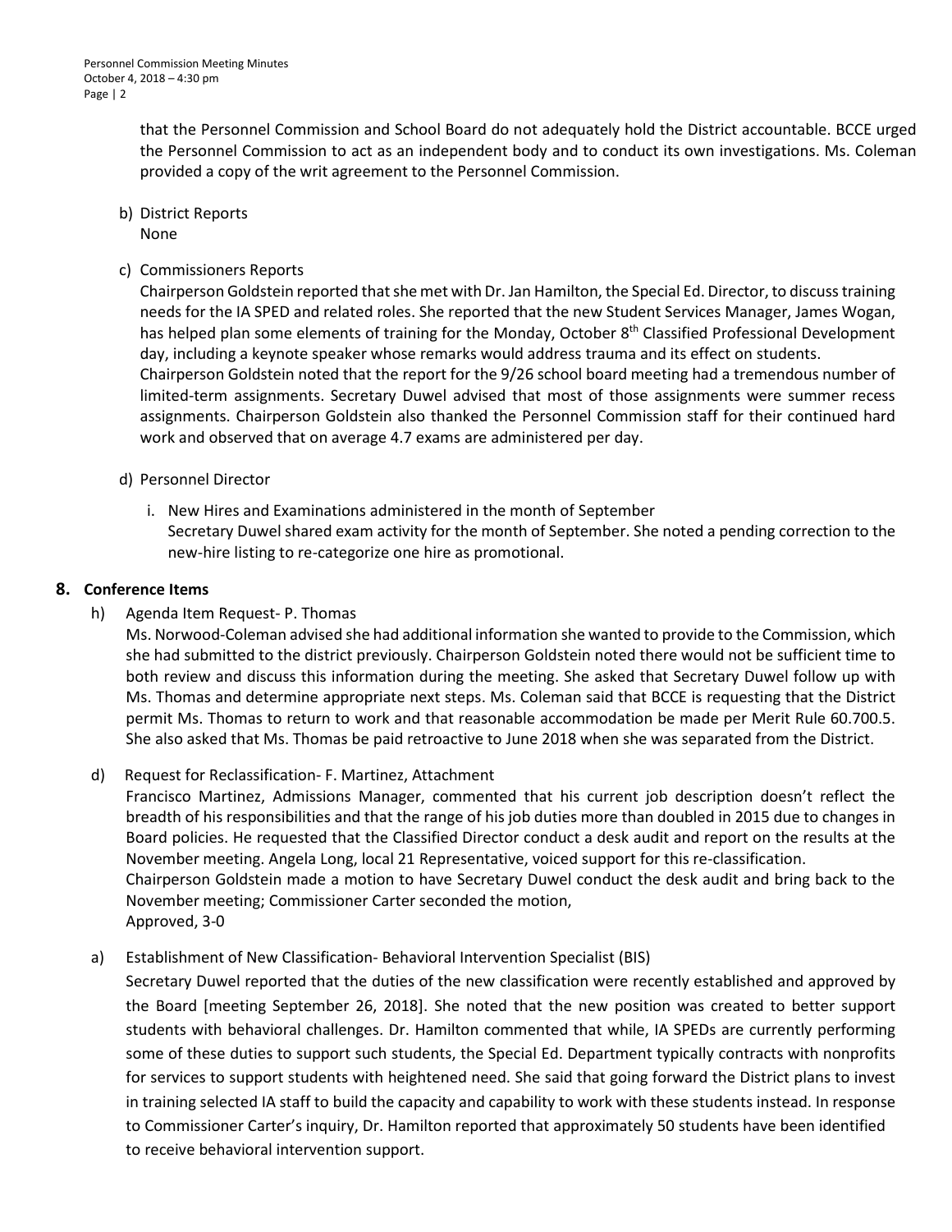that the Personnel Commission and School Board do not adequately hold the District accountable. BCCE urged the Personnel Commission to act as an independent body and to conduct its own investigations. Ms. Coleman provided a copy of the writ agreement to the Personnel Commission.

b) District Reports
None

c) Commissioners Reports
Chairperson Goldstein reported that she met with Dr. Jan Hamilton, the Special Ed. Director, to discuss training needs for the IA SPED and related roles. She reported that the new Student Services Manager, James Wogan, has helped plan some elements of training for the Monday, October 8th Classified Professional Development day, including a keynote speaker whose remarks would address trauma and its effect on students.
Chairperson Goldstein noted that the report for the 9/26 school board meeting had a tremendous number of limited-term assignments. Secretary Duwel advised that most of those assignments were summer recess assignments. Chairperson Goldstein also thanked the Personnel Commission staff for their continued hard work and observed that on average 4.7 exams are administered per day.

d) Personnel Director

i. New Hires and Examinations administered in the month of September
Secretary Duwel shared exam activity for the month of September. She noted a pending correction to the new-hire listing to re-categorize one hire as promotional.

## 8. Conference Items

h) Agenda Item Request- P. Thomas
Ms. Norwood-Coleman advised she had additional information she wanted to provide to the Commission, which she had submitted to the district previously. Chairperson Goldstein noted there would not be sufficient time to both review and discuss this information during the meeting. She asked that Secretary Duwel follow up with Ms. Thomas and determine appropriate next steps. Ms. Coleman said that BCCE is requesting that the District permit Ms. Thomas to return to work and that reasonable accommodation be made per Merit Rule 60.700.5. She also asked that Ms. Thomas be paid retroactive to June 2018 when she was separated from the District.

d) Request for Reclassification- F. Martinez, Attachment
Francisco Martinez, Admissions Manager, commented that his current job description doesn't reflect the breadth of his responsibilities and that the range of his job duties more than doubled in 2015 due to changes in Board policies. He requested that the Classified Director conduct a desk audit and report on the results at the November meeting. Angela Long, local 21 Representative, voiced support for this re-classification.
Chairperson Goldstein made a motion to have Secretary Duwel conduct the desk audit and bring back to the November meeting; Commissioner Carter seconded the motion,
Approved, 3-0

a) Establishment of New Classification- Behavioral Intervention Specialist (BIS)
Secretary Duwel reported that the duties of the new classification were recently established and approved by the Board [meeting September 26, 2018]. She noted that the new position was created to better support students with behavioral challenges. Dr. Hamilton commented that while, IA SPEDs are currently performing some of these duties to support such students, the Special Ed. Department typically contracts with nonprofits for services to support students with heightened need. She said that going forward the District plans to invest in training selected IA staff to build the capacity and capability to work with these students instead. In response to Commissioner Carter's inquiry, Dr. Hamilton reported that approximately 50 students have been identified to receive behavioral intervention support.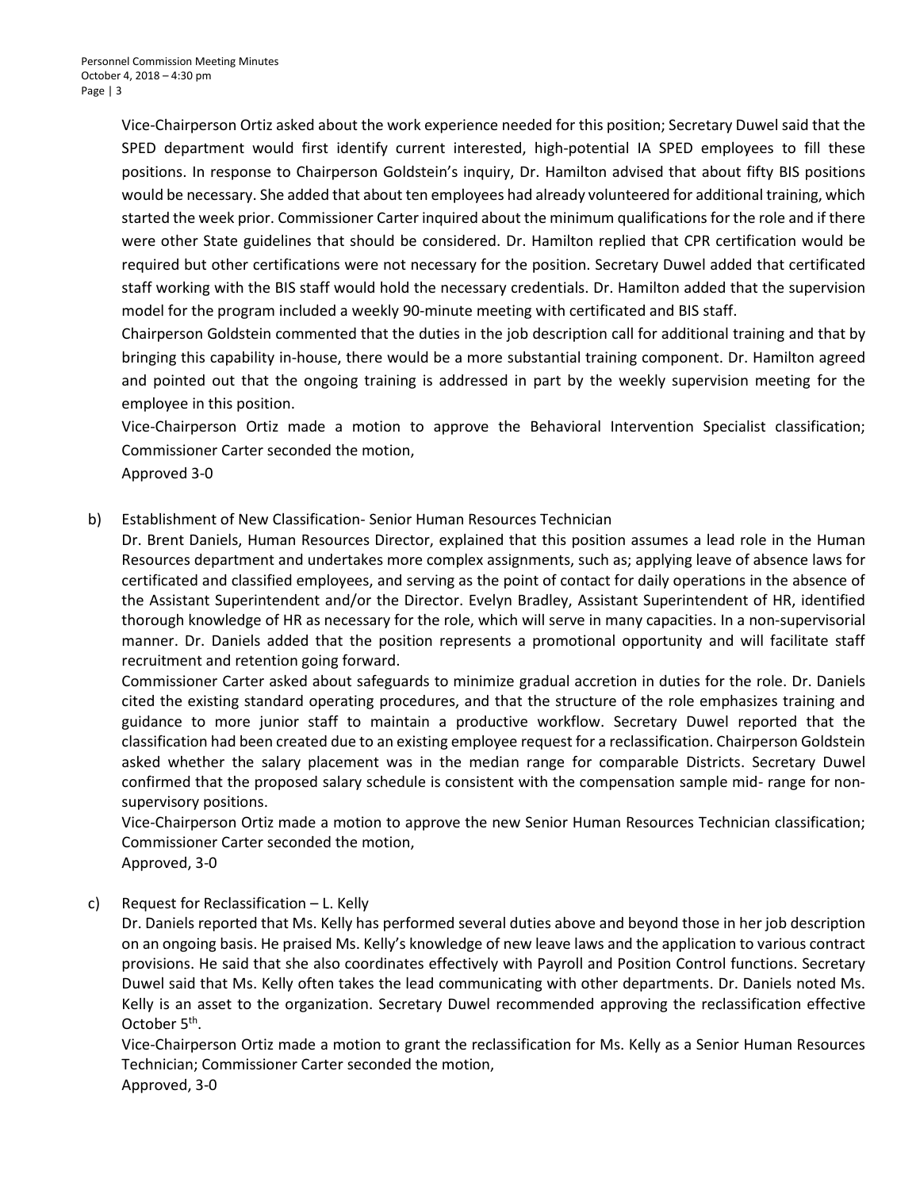Vice-Chairperson Ortiz asked about the work experience needed for this position; Secretary Duwel said that the SPED department would first identify current interested, high-potential IA SPED employees to fill these positions. In response to Chairperson Goldstein's inquiry, Dr. Hamilton advised that about fifty BIS positions would be necessary. She added that about ten employees had already volunteered for additional training, which started the week prior. Commissioner Carter inquired about the minimum qualifications for the role and if there were other State guidelines that should be considered. Dr. Hamilton replied that CPR certification would be required but other certifications were not necessary for the position. Secretary Duwel added that certificated staff working with the BIS staff would hold the necessary credentials. Dr. Hamilton added that the supervision model for the program included a weekly 90-minute meeting with certificated and BIS staff.

Chairperson Goldstein commented that the duties in the job description call for additional training and that by bringing this capability in-house, there would be a more substantial training component. Dr. Hamilton agreed and pointed out that the ongoing training is addressed in part by the weekly supervision meeting for the employee in this position.

Vice-Chairperson Ortiz made a motion to approve the Behavioral Intervention Specialist classification; Commissioner Carter seconded the motion,

Approved 3-0

b) Establishment of New Classification- Senior Human Resources Technician

Dr. Brent Daniels, Human Resources Director, explained that this position assumes a lead role in the Human Resources department and undertakes more complex assignments, such as; applying leave of absence laws for certificated and classified employees, and serving as the point of contact for daily operations in the absence of the Assistant Superintendent and/or the Director. Evelyn Bradley, Assistant Superintendent of HR, identified thorough knowledge of HR as necessary for the role, which will serve in many capacities. In a non-supervisorial manner. Dr. Daniels added that the position represents a promotional opportunity and will facilitate staff recruitment and retention going forward.

Commissioner Carter asked about safeguards to minimize gradual accretion in duties for the role. Dr. Daniels cited the existing standard operating procedures, and that the structure of the role emphasizes training and guidance to more junior staff to maintain a productive workflow. Secretary Duwel reported that the classification had been created due to an existing employee request for a reclassification. Chairperson Goldstein asked whether the salary placement was in the median range for comparable Districts. Secretary Duwel confirmed that the proposed salary schedule is consistent with the compensation sample mid- range for non-supervisory positions.

Vice-Chairperson Ortiz made a motion to approve the new Senior Human Resources Technician classification; Commissioner Carter seconded the motion,

Approved, 3-0

c) Request for Reclassification – L. Kelly

Dr. Daniels reported that Ms. Kelly has performed several duties above and beyond those in her job description on an ongoing basis. He praised Ms. Kelly's knowledge of new leave laws and the application to various contract provisions. He said that she also coordinates effectively with Payroll and Position Control functions. Secretary Duwel said that Ms. Kelly often takes the lead communicating with other departments. Dr. Daniels noted Ms. Kelly is an asset to the organization. Secretary Duwel recommended approving the reclassification effective October 5th.

Vice-Chairperson Ortiz made a motion to grant the reclassification for Ms. Kelly as a Senior Human Resources Technician; Commissioner Carter seconded the motion,

Approved, 3-0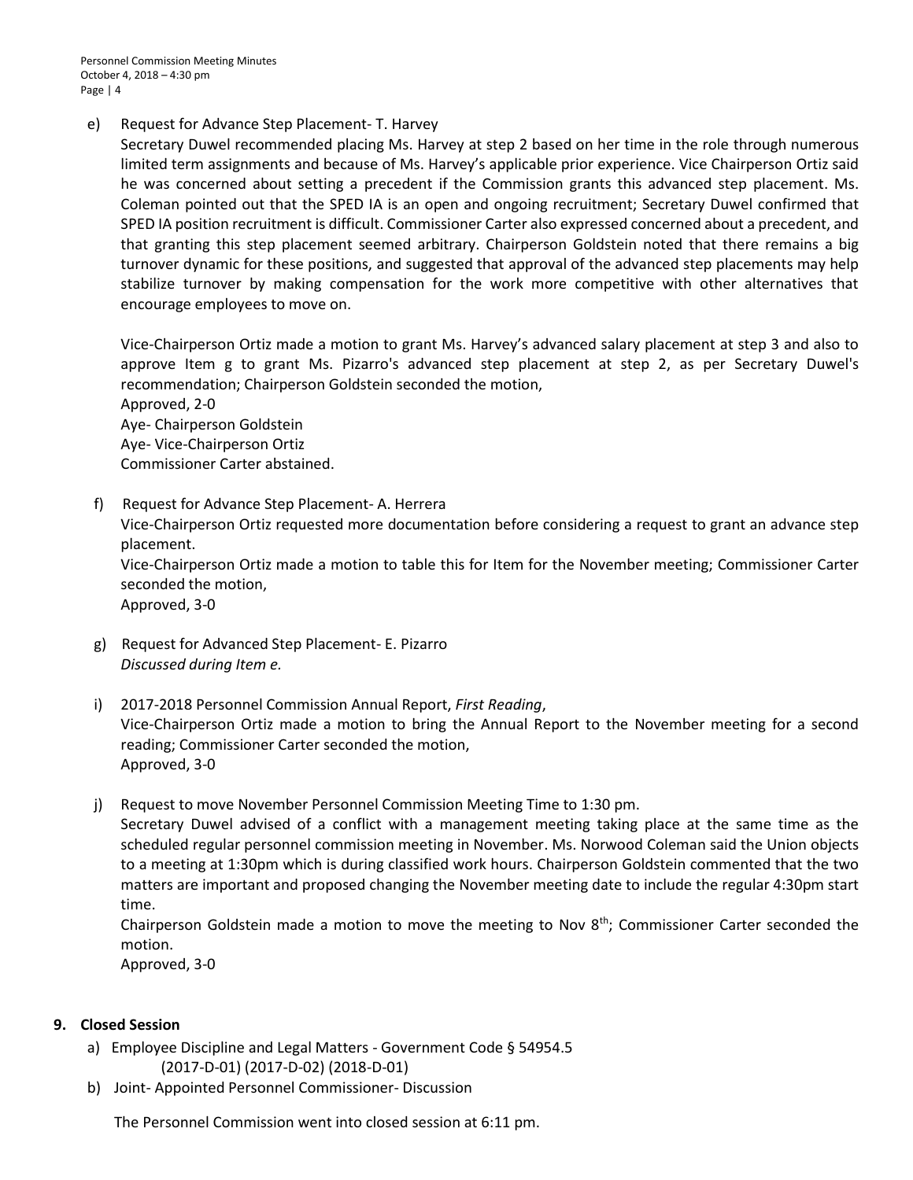e) Request for Advance Step Placement- T. Harvey

Secretary Duwel recommended placing Ms. Harvey at step 2 based on her time in the role through numerous limited term assignments and because of Ms. Harvey's applicable prior experience. Vice Chairperson Ortiz said he was concerned about setting a precedent if the Commission grants this advanced step placement. Ms. Coleman pointed out that the SPED IA is an open and ongoing recruitment; Secretary Duwel confirmed that SPED IA position recruitment is difficult. Commissioner Carter also expressed concerned about a precedent, and that granting this step placement seemed arbitrary. Chairperson Goldstein noted that there remains a big turnover dynamic for these positions, and suggested that approval of the advanced step placements may help stabilize turnover by making compensation for the work more competitive with other alternatives that encourage employees to move on.

Vice-Chairperson Ortiz made a motion to grant Ms. Harvey's advanced salary placement at step 3 and also to approve Item g to grant Ms. Pizarro's advanced step placement at step 2, as per Secretary Duwel's recommendation; Chairperson Goldstein seconded the motion,
Approved, 2-0
Aye- Chairperson Goldstein
Aye- Vice-Chairperson Ortiz
Commissioner Carter abstained.

f) Request for Advance Step Placement- A. Herrera

Vice-Chairperson Ortiz requested more documentation before considering a request to grant an advance step placement.
Vice-Chairperson Ortiz made a motion to table this for Item for the November meeting; Commissioner Carter seconded the motion,
Approved, 3-0

g) Request for Advanced Step Placement- E. Pizarro

*Discussed during Item e.*

i) 2017-2018 Personnel Commission Annual Report, *First Reading*,

Vice-Chairperson Ortiz made a motion to bring the Annual Report to the November meeting for a second reading; Commissioner Carter seconded the motion,
Approved, 3-0

j) Request to move November Personnel Commission Meeting Time to 1:30 pm.

Secretary Duwel advised of a conflict with a management meeting taking place at the same time as the scheduled regular personnel commission meeting in November. Ms. Norwood Coleman said the Union objects to a meeting at 1:30pm which is during classified work hours. Chairperson Goldstein commented that the two matters are important and proposed changing the November meeting date to include the regular 4:30pm start time.
Chairperson Goldstein made a motion to move the meeting to Nov 8th; Commissioner Carter seconded the motion.
Approved, 3-0

**9. Closed Session**

a) Employee Discipline and Legal Matters - Government Code § 54954.5
(2017-D-01) (2017-D-02) (2018-D-01)

b) Joint- Appointed Personnel Commissioner- Discussion

The Personnel Commission went into closed session at 6:11 pm.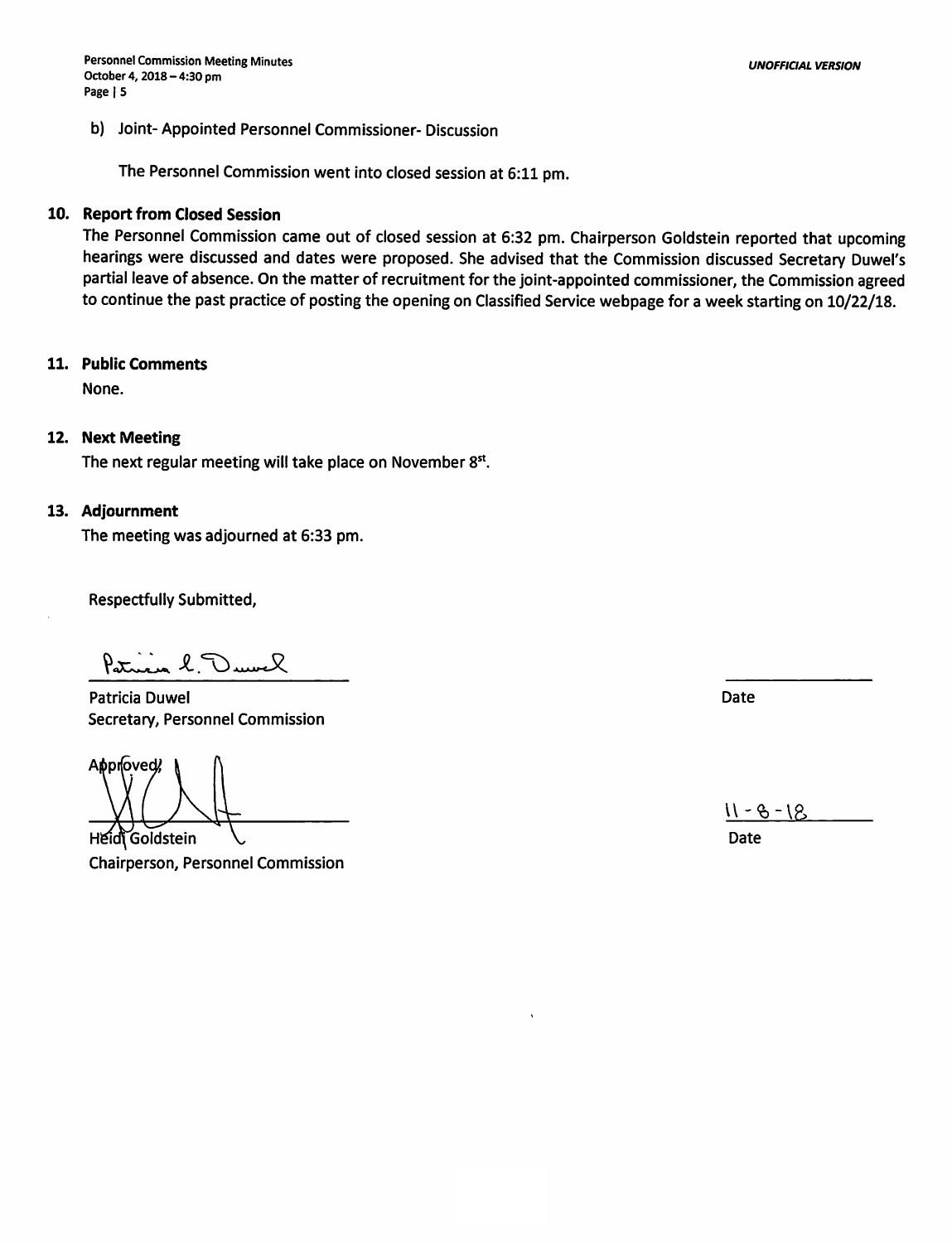b) Joint- Appointed Personnel Commissioner- Discussion

The Personnel Commission went into closed session at 6:11 pm.

**10. Report from Closed Session**

The Personnel Commission came out of closed session at 6:32 pm. Chairperson Goldstein reported that upcoming hearings were discussed and dates were proposed. She advised that the Commission discussed Secretary Duwel's partial leave of absence. On the matter of recruitment for the joint-appointed commissioner, the Commission agreed to continue the past practice of posting the opening on Classified Service webpage for a week starting on 10/22/18.

**11. Public Comments**

None.

**12. Next Meeting**

The next regular meeting will take place on November 8st.

**13. Adjournment**

The meeting was adjourned at 6:33 pm.

Respectfully Submitted,

Patricia Duwel
Secretary, Personnel Commission

Date

Approved,

Heidi Goldstein
Chairperson, Personnel Commission

11-8-18
Date